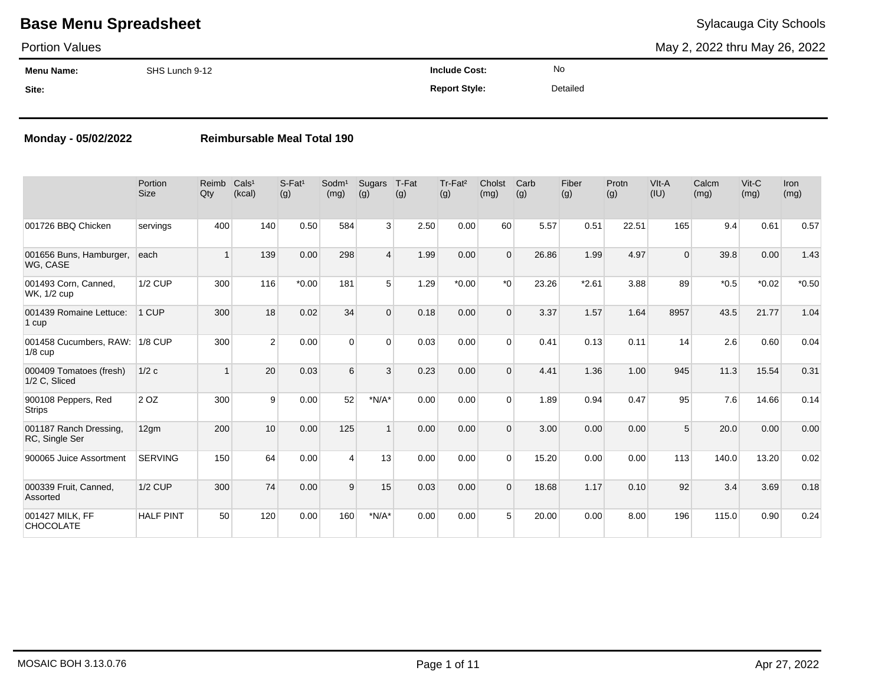# Base Menu Spreadsheet

Sylacauga City Schools

Portion Values

May 2, 2022 thru May 26, 2022

**Menu Name:** SHS Lunch 9-12

**Site:**

**Include Cost:** No

**Report Style:** Detailed

**Monday - 05/02/2022** **Reimbursable Meal Total 190**

| | Portion Size | Reimb Qty | Cals[1] (kcal) | S-Fat[1] (g) | Sodm[1] (mg) | Sugars (g) | T-Fat (g) | Tr-Fat[2] (g) | Cholst (mg) | Carb (g) | Fiber (g) | Protn (g) | VIt-A (IU) | Calcm (mg) | Vit-C (mg) | Iron (mg) |
|---|---|---|---|---|---|---|---|---|---|---|---|---|---|---|---|---|
| 001726 BBQ Chicken | servings | 400 | 140 | 0.50 | 584 | 3 | 2.50 | 0.00 | 60 | 5.57 | 0.51 | 22.51 | 165 | 9.4 | 0.61 | 0.57 |
| 001656 Buns, Hamburger, WG, CASE | each | 1 | 139 | 0.00 | 298 | 4 | 1.99 | 0.00 | 0 | 26.86 | 1.99 | 4.97 | 0 | 39.8 | 0.00 | 1.43 |
| 001493 Corn, Canned, WK, 1/2 cup | 1/2 CUP | 300 | 116 | *0.00 | 181 | 5 | 1.29 | *0.00 | *0 | 23.26 | *2.61 | 3.88 | 89 | *0.5 | *0.02 | *0.50 |
| 001439 Romaine Lettuce: 1 cup | 1 CUP | 300 | 18 | 0.02 | 34 | 0 | 0.18 | 0.00 | 0 | 3.37 | 1.57 | 1.64 | 8957 | 43.5 | 21.77 | 1.04 |
| 001458 Cucumbers, RAW: 1/8 cup | 1/8 CUP | 300 | 2 | 0.00 | 0 | 0 | 0.03 | 0.00 | 0 | 0.41 | 0.13 | 0.11 | 14 | 2.6 | 0.60 | 0.04 |
| 000409 Tomatoes (fresh) 1/2 C, Sliced | 1/2 c | 1 | 20 | 0.03 | 6 | 3 | 0.23 | 0.00 | 0 | 4.41 | 1.36 | 1.00 | 945 | 11.3 | 15.54 | 0.31 |
| 900108 Peppers, Red Strips | 2 OZ | 300 | 9 | 0.00 | 52 | *N/A* | 0.00 | 0.00 | 0 | 1.89 | 0.94 | 0.47 | 95 | 7.6 | 14.66 | 0.14 |
| 001187 Ranch Dressing, RC, Single Ser | 12gm | 200 | 10 | 0.00 | 125 | 1 | 0.00 | 0.00 | 0 | 3.00 | 0.00 | 0.00 | 5 | 20.0 | 0.00 | 0.00 |
| 900065 Juice Assortment | SERVING | 150 | 64 | 0.00 | 4 | 13 | 0.00 | 0.00 | 0 | 15.20 | 0.00 | 0.00 | 113 | 140.0 | 13.20 | 0.02 |
| 000339 Fruit, Canned, Assorted | 1/2 CUP | 300 | 74 | 0.00 | 9 | 15 | 0.03 | 0.00 | 0 | 18.68 | 1.17 | 0.10 | 92 | 3.4 | 3.69 | 0.18 |
| 001427 MILK, FF CHOCOLATE | HALF PINT | 50 | 120 | 0.00 | 160 | *N/A* | 0.00 | 0.00 | 5 | 20.00 | 0.00 | 8.00 | 196 | 115.0 | 0.90 | 0.24 |

MOSAIC BOH 3.13.0.76

Apr 27, 2022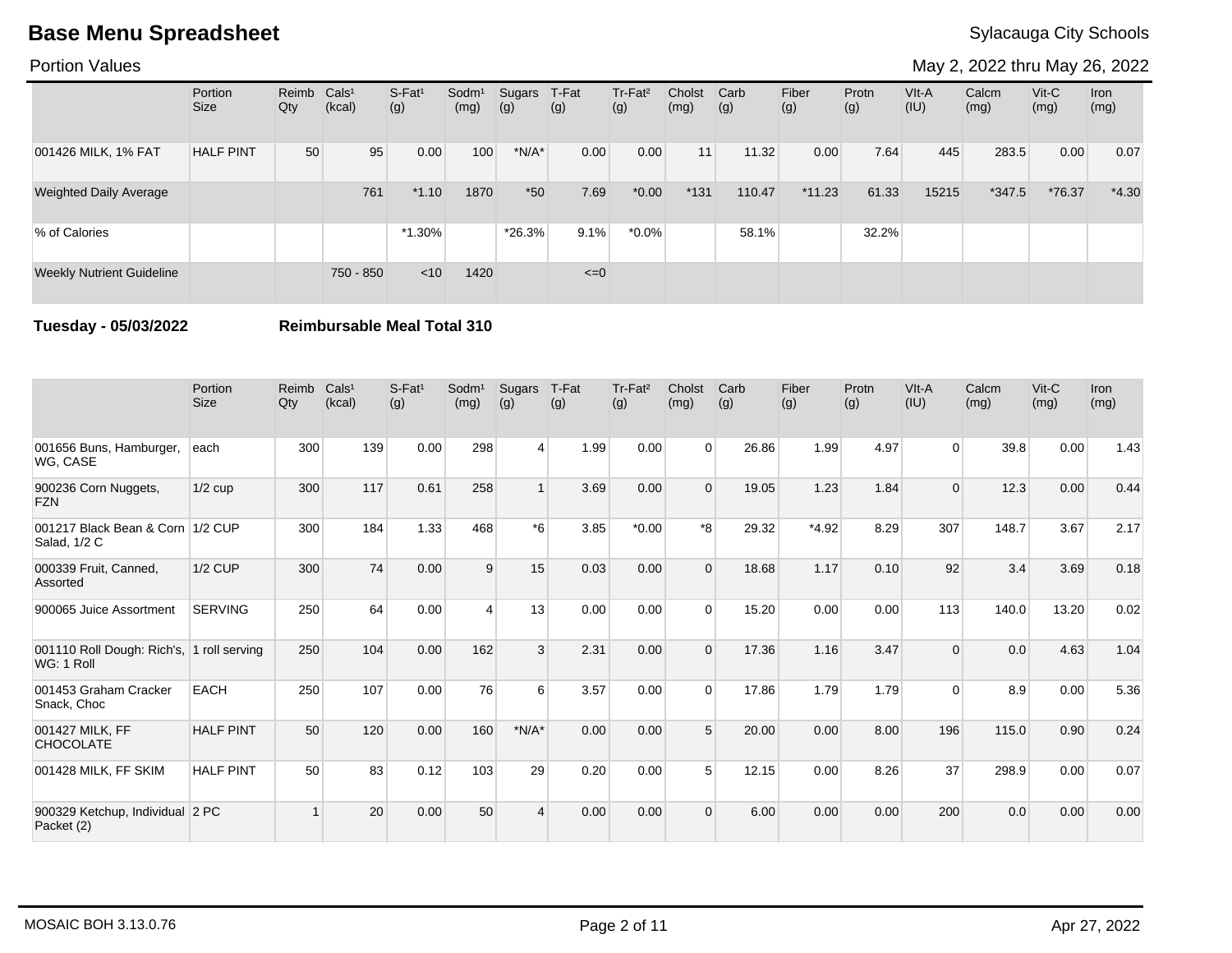# Base Menu Spreadsheet

Sylacauga City Schools

Portion Values

May 2, 2022 thru May 26, 2022

| | Portion Size | Reimb Qty | Cals¹ (kcal) | S-Fat¹ (g) | Sodm¹ (mg) | Sugars (g) | T-Fat (g) | Tr-Fat² (g) | Cholst (mg) | Carb (g) | Fiber (g) | Protn (g) | VIt-A (IU) | Calcm (mg) | Vit-C (mg) | Iron (mg) |
|---|---|---|---|---|---|---|---|---|---|---|---|---|---|---|---|---|
| 001426 MILK, 1% FAT | HALF PINT | 50 | 95 | 0.00 | 100 | *N/A* | 0.00 | 0.00 | 11 | 11.32 | 0.00 | 7.64 | 445 | 283.5 | 0.00 | 0.07 |
| Weighted Daily Average | | | 761 | *1.10 | 1870 | *50 | 7.69 | *0.00 | *131 | 110.47 | *11.23 | 61.33 | 15215 | *347.5 | *76.37 | *4.30 |
| % of Calories | | | | *1.30% | | *26.3% | 9.1% | *0.0% | | 58.1% | | 32.2% | | | | |
| Weekly Nutrient Guideline | | | 750 - 850 | <10 | 1420 | | <=0 | | | | | | | | | |

**Tuesday - 05/03/2022** **Reimbursable Meal Total 310**

| | Portion Size | Reimb Qty | Cals¹ (kcal) | S-Fat¹ (g) | Sodm¹ (mg) | Sugars (g) | T-Fat (g) | Tr-Fat² (g) | Cholst (mg) | Carb (g) | Fiber (g) | Protn (g) | VIt-A (IU) | Calcm (mg) | Vit-C (mg) | Iron (mg) |
|---|---|---|---|---|---|---|---|---|---|---|---|---|---|---|---|---|
| 001656 Buns, Hamburger, WG, CASE | each | 300 | 139 | 0.00 | 298 | 4 | 1.99 | 0.00 | 0 | 26.86 | 1.99 | 4.97 | 0 | 39.8 | 0.00 | 1.43 |
| 900236 Corn Nuggets, FZN | 1/2 cup | 300 | 117 | 0.61 | 258 | 1 | 3.69 | 0.00 | 0 | 19.05 | 1.23 | 1.84 | 0 | 12.3 | 0.00 | 0.44 |
| 001217 Black Bean & Corn Salad, 1/2 C | 1/2 CUP | 300 | 184 | 1.33 | 468 | *6 | 3.85 | *0.00 | *8 | 29.32 | *4.92 | 8.29 | 307 | 148.7 | 3.67 | 2.17 |
| 000339 Fruit, Canned, Assorted | 1/2 CUP | 300 | 74 | 0.00 | 9 | 15 | 0.03 | 0.00 | 0 | 18.68 | 1.17 | 0.10 | 92 | 3.4 | 3.69 | 0.18 |
| 900065 Juice Assortment | SERVING | 250 | 64 | 0.00 | 4 | 13 | 0.00 | 0.00 | 0 | 15.20 | 0.00 | 0.00 | 113 | 140.0 | 13.20 | 0.02 |
| 001110 Roll Dough: Rich's, WG: 1 Roll | 1 roll serving | 250 | 104 | 0.00 | 162 | 3 | 2.31 | 0.00 | 0 | 17.36 | 1.16 | 3.47 | 0 | 0.0 | 4.63 | 1.04 |
| 001453 Graham Cracker Snack, Choc | EACH | 250 | 107 | 0.00 | 76 | 6 | 3.57 | 0.00 | 0 | 17.86 | 1.79 | 1.79 | 0 | 8.9 | 0.00 | 5.36 |
| 001427 MILK, FF CHOCOLATE | HALF PINT | 50 | 120 | 0.00 | 160 | *N/A* | 0.00 | 0.00 | 5 | 20.00 | 0.00 | 8.00 | 196 | 115.0 | 0.90 | 0.24 |
| 001428 MILK, FF SKIM | HALF PINT | 50 | 83 | 0.12 | 103 | 29 | 0.20 | 0.00 | 5 | 12.15 | 0.00 | 8.26 | 37 | 298.9 | 0.00 | 0.07 |
| 900329 Ketchup, Individual Packet (2) | 2 PC | 1 | 20 | 0.00 | 50 | 4 | 0.00 | 0.00 | 0 | 6.00 | 0.00 | 0.00 | 200 | 0.0 | 0.00 | 0.00 |

MOSAIC BOH 3.13.0.76

Apr 27, 2022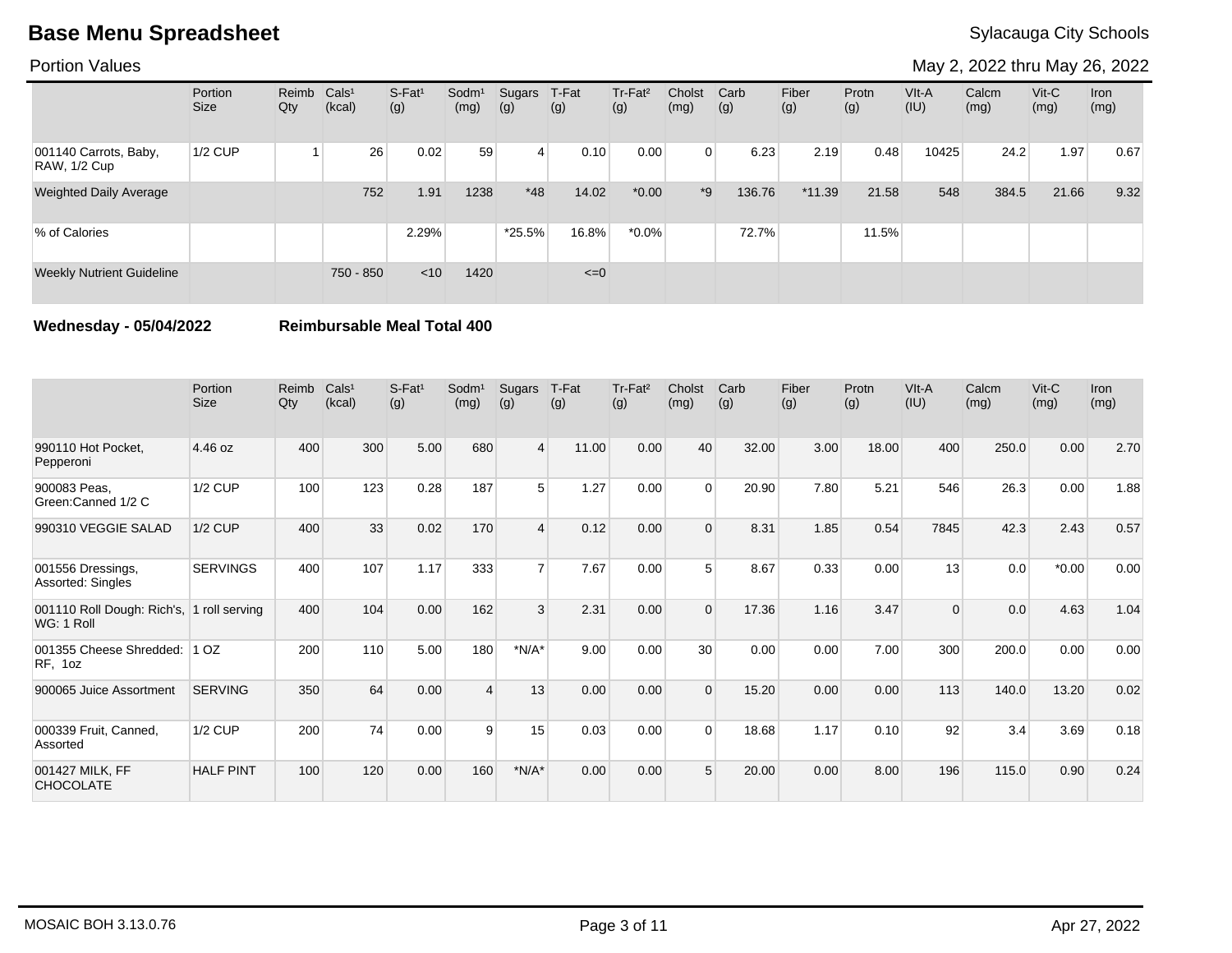# Base Menu Spreadsheet

Sylacauga City Schools

Portion Values

May 2, 2022 thru May 26, 2022

| | Portion Size | Reimb Qty | Cals[1] (kcal) | S-Fat[1] (g) | Sodm[1] (mg) | Sugars (g) | T-Fat (g) | Tr-Fat[2] (g) | Cholst (mg) | Carb (g) | Fiber (g) | Protn (g) | Vlt-A (IU) | Calcm (mg) | Vit-C (mg) | Iron (mg) |
|---|---|---|---|---|---|---|---|---|---|---|---|---|---|---|---|---|
| 001140 Carrots, Baby, RAW, 1/2 Cup | 1/2 CUP | 1 | 26 | 0.02 | 59 | 4 | 0.10 | 0.00 | 0 | 6.23 | 2.19 | 0.48 | 10425 | 24.2 | 1.97 | 0.67 |
| Weighted Daily Average | | | 752 | 1.91 | 1238 | *48 | 14.02 | *0.00 | *9 | 136.76 | *11.39 | 21.58 | 548 | 384.5 | 21.66 | 9.32 |
| % of Calories | | | | 2.29% | | *25.5% | 16.8% | *0.0% | | 72.7% | | 11.5% | | | | |
| Weekly Nutrient Guideline | | | 750 - 850 | <10 | 1420 | | <=0 | | | | | | | | | |

**Wednesday - 05/04/2022** **Reimbursable Meal Total 400**

| | Portion Size | Reimb Qty | Cals[1] (kcal) | S-Fat[1] (g) | Sodm[1] (mg) | Sugars (g) | T-Fat (g) | Tr-Fat[2] (g) | Cholst (mg) | Carb (g) | Fiber (g) | Protn (g) | Vlt-A (IU) | Calcm (mg) | Vit-C (mg) | Iron (mg) |
|---|---|---|---|---|---|---|---|---|---|---|---|---|---|---|---|---|
| 990110 Hot Pocket, Pepperoni | 4.46 oz | 400 | 300 | 5.00 | 680 | 4 | 11.00 | 0.00 | 40 | 32.00 | 3.00 | 18.00 | 400 | 250.0 | 0.00 | 2.70 |
| 900083 Peas, Green:Canned 1/2 C | 1/2 CUP | 100 | 123 | 0.28 | 187 | 5 | 1.27 | 0.00 | 0 | 20.90 | 7.80 | 5.21 | 546 | 26.3 | 0.00 | 1.88 |
| 990310 VEGGIE SALAD | 1/2 CUP | 400 | 33 | 0.02 | 170 | 4 | 0.12 | 0.00 | 0 | 8.31 | 1.85 | 0.54 | 7845 | 42.3 | 2.43 | 0.57 |
| 001556 Dressings, Assorted: Singles | SERVINGS | 400 | 107 | 1.17 | 333 | 7 | 7.67 | 0.00 | 5 | 8.67 | 0.33 | 0.00 | 13 | 0.0 | *0.00 | 0.00 |
| 001110 Roll Dough: Rich's, WG: 1 Roll | 1 roll serving | 400 | 104 | 0.00 | 162 | 3 | 2.31 | 0.00 | 0 | 17.36 | 1.16 | 3.47 | 0 | 0.0 | 4.63 | 1.04 |
| 001355 Cheese Shredded: RF, 1oz | 1 OZ | 200 | 110 | 5.00 | 180 | *N/A* | 9.00 | 0.00 | 30 | 0.00 | 0.00 | 7.00 | 300 | 200.0 | 0.00 | 0.00 |
| 900065 Juice Assortment | SERVING | 350 | 64 | 0.00 | 4 | 13 | 0.00 | 0.00 | 0 | 15.20 | 0.00 | 0.00 | 113 | 140.0 | 13.20 | 0.02 |
| 000339 Fruit, Canned, Assorted | 1/2 CUP | 200 | 74 | 0.00 | 9 | 15 | 0.03 | 0.00 | 0 | 18.68 | 1.17 | 0.10 | 92 | 3.4 | 3.69 | 0.18 |
| 001427 MILK, FF CHOCOLATE | HALF PINT | 100 | 120 | 0.00 | 160 | *N/A* | 0.00 | 0.00 | 5 | 20.00 | 0.00 | 8.00 | 196 | 115.0 | 0.90 | 0.24 |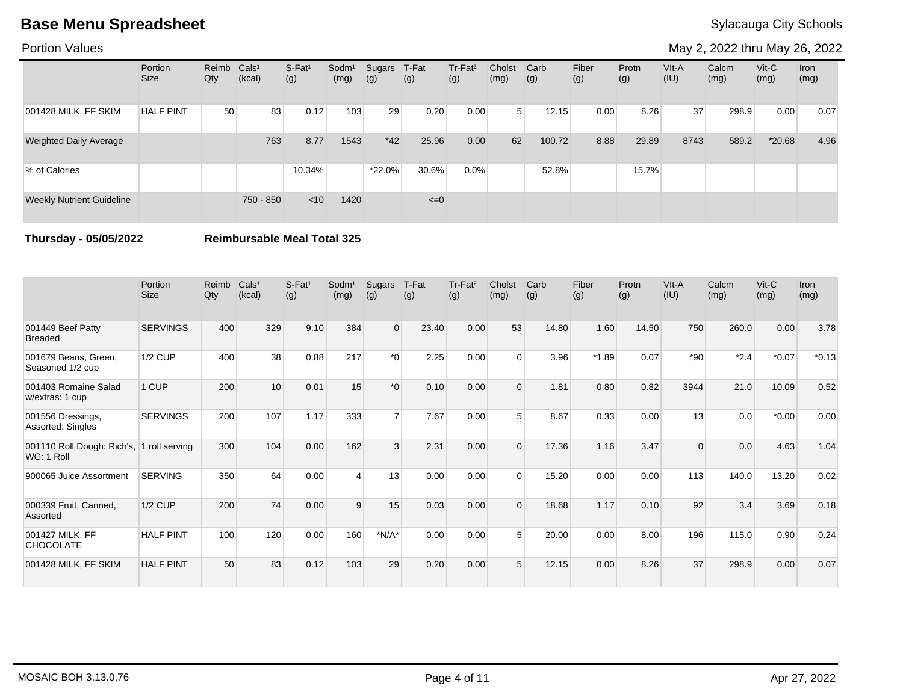# Base Menu Spreadsheet

Sylacauga City Schools

Portion Values

May 2, 2022 thru May 26, 2022

| | Portion Size | Reimb Qty | Cals¹ (kcal) | S-Fat¹ (g) | Sodm¹ (mg) | Sugars (g) | T-Fat (g) | Tr-Fat² (g) | Cholst (mg) | Carb (g) | Fiber (g) | Protn (g) | VIt-A (IU) | Calcm (mg) | Vit-C (mg) | Iron (mg) |
|---|---|---|---|---|---|---|---|---|---|---|---|---|---|---|---|---|
| 001428 MILK, FF SKIM | HALF PINT | 50 | 83 | 0.12 | 103 | 29 | 0.20 | 0.00 | 5 | 12.15 | 0.00 | 8.26 | 37 | 298.9 | 0.00 | 0.07 |
| Weighted Daily Average | | | 763 | 8.77 | 1543 | *42 | 25.96 | 0.00 | 62 | 100.72 | 8.88 | 29.89 | 8743 | 589.2 | *20.68 | 4.96 |
| % of Calories | | | | 10.34% | | *22.0% | 30.6% | 0.0% | | 52.8% | | 15.7% | | | | |
| Weekly Nutrient Guideline | | | 750 - 850 | <10 | 1420 | | <=0 | | | | | | | | | |

**Thursday - 05/05/2022** **Reimbursable Meal Total 325**

| | Portion Size | Reimb Qty | Cals¹ (kcal) | S-Fat¹ (g) | Sodm¹ (mg) | Sugars (g) | T-Fat (g) | Tr-Fat² (g) | Cholst (mg) | Carb (g) | Fiber (g) | Protn (g) | VIt-A (IU) | Calcm (mg) | Vit-C (mg) | Iron (mg) |
|---|---|---|---|---|---|---|---|---|---|---|---|---|---|---|---|---|
| 001449 Beef Patty Breaded | SERVINGS | 400 | 329 | 9.10 | 384 | 0 | 23.40 | 0.00 | 53 | 14.80 | 1.60 | 14.50 | 750 | 260.0 | 0.00 | 3.78 |
| 001679 Beans, Green, Seasoned 1/2 cup | 1/2 CUP | 400 | 38 | 0.88 | 217 | *0 | 2.25 | 0.00 | 0 | 3.96 | *1.89 | 0.07 | *90 | *2.4 | *0.07 | *0.13 |
| 001403 Romaine Salad w/extras: 1 cup | 1 CUP | 200 | 10 | 0.01 | 15 | *0 | 0.10 | 0.00 | 0 | 1.81 | 0.80 | 0.82 | 3944 | 21.0 | 10.09 | 0.52 |
| 001556 Dressings, Assorted: Singles | SERVINGS | 200 | 107 | 1.17 | 333 | 7 | 7.67 | 0.00 | 5 | 8.67 | 0.33 | 0.00 | 13 | 0.0 | *0.00 | 0.00 |
| 001110 Roll Dough: Rich's, WG: 1 Roll | 1 roll serving | 300 | 104 | 0.00 | 162 | 3 | 2.31 | 0.00 | 0 | 17.36 | 1.16 | 3.47 | 0 | 0.0 | 4.63 | 1.04 |
| 900065 Juice Assortment | SERVING | 350 | 64 | 0.00 | 4 | 13 | 0.00 | 0.00 | 0 | 15.20 | 0.00 | 0.00 | 113 | 140.0 | 13.20 | 0.02 |
| 000339 Fruit, Canned, Assorted | 1/2 CUP | 200 | 74 | 0.00 | 9 | 15 | 0.03 | 0.00 | 0 | 18.68 | 1.17 | 0.10 | 92 | 3.4 | 3.69 | 0.18 |
| 001427 MILK, FF CHOCOLATE | HALF PINT | 100 | 120 | 0.00 | 160 | *N/A* | 0.00 | 0.00 | 5 | 20.00 | 0.00 | 8.00 | 196 | 115.0 | 0.90 | 0.24 |
| 001428 MILK, FF SKIM | HALF PINT | 50 | 83 | 0.12 | 103 | 29 | 0.20 | 0.00 | 5 | 12.15 | 0.00 | 8.26 | 37 | 298.9 | 0.00 | 0.07 |

MOSAIC BOH 3.13.0.76

Apr 27, 2022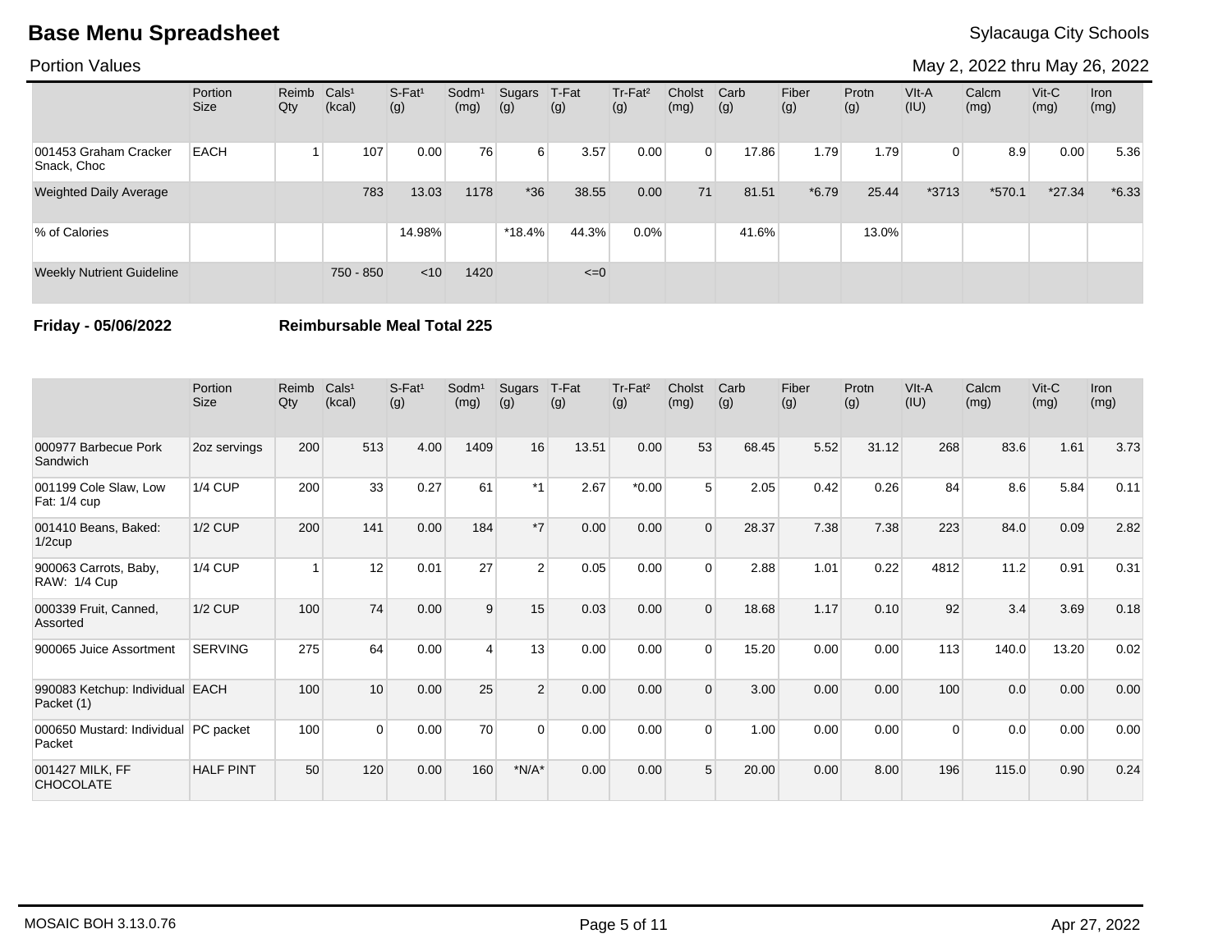# Base Menu Spreadsheet

Sylacauga City Schools

Portion Values

May 2, 2022 thru May 26, 2022

| | Portion Size | Reimb Qty | Cals¹ (kcal) | S-Fat¹ (g) | Sodm¹ (mg) | Sugars (g) | T-Fat (g) | Tr-Fat² (g) | Cholst (mg) | Carb (g) | Fiber (g) | Protn (g) | VIt-A (IU) | Calcm (mg) | Vit-C (mg) | Iron (mg) |
|---|---|---|---|---|---|---|---|---|---|---|---|---|---|---|---|---|
| 001453 Graham Cracker Snack, Choc | EACH | 1 | 107 | 0.00 | 76 | 6 | 3.57 | 0.00 | 0 | 17.86 | 1.79 | 1.79 | 0 | 8.9 | 0.00 | 5.36 |
| Weighted Daily Average | | | 783 | 13.03 | 1178 | *36 | 38.55 | 0.00 | 71 | 81.51 | *6.79 | 25.44 | *3713 | *570.1 | *27.34 | *6.33 |
| % of Calories | | | | 14.98% | | *18.4% | 44.3% | 0.0% | | 41.6% | | 13.0% | | | | |
| Weekly Nutrient Guideline | | | 750 - 850 | <10 | 1420 | | <=0 | | | | | | | | | |

**Friday - 05/06/2022** **Reimbursable Meal Total 225**

| | Portion Size | Reimb Qty | Cals¹ (kcal) | S-Fat¹ (g) | Sodm¹ (mg) | Sugars (g) | T-Fat (g) | Tr-Fat² (g) | Cholst (mg) | Carb (g) | Fiber (g) | Protn (g) | VIt-A (IU) | Calcm (mg) | Vit-C (mg) | Iron (mg) |
|---|---|---|---|---|---|---|---|---|---|---|---|---|---|---|---|---|
| 000977 Barbecue Pork Sandwich | 2oz servings | 200 | 513 | 4.00 | 1409 | 16 | 13.51 | 0.00 | 53 | 68.45 | 5.52 | 31.12 | 268 | 83.6 | 1.61 | 3.73 |
| 001199 Cole Slaw, Low Fat: 1/4 cup | 1/4 CUP | 200 | 33 | 0.27 | 61 | *1 | 2.67 | *0.00 | 5 | 2.05 | 0.42 | 0.26 | 84 | 8.6 | 5.84 | 0.11 |
| 001410 Beans, Baked: 1/2cup | 1/2 CUP | 200 | 141 | 0.00 | 184 | *7 | 0.00 | 0.00 | 0 | 28.37 | 7.38 | 7.38 | 223 | 84.0 | 0.09 | 2.82 |
| 900063 Carrots, Baby, RAW: 1/4 Cup | 1/4 CUP | 1 | 12 | 0.01 | 27 | 2 | 0.05 | 0.00 | 0 | 2.88 | 1.01 | 0.22 | 4812 | 11.2 | 0.91 | 0.31 |
| 000339 Fruit, Canned, Assorted | 1/2 CUP | 100 | 74 | 0.00 | 9 | 15 | 0.03 | 0.00 | 0 | 18.68 | 1.17 | 0.10 | 92 | 3.4 | 3.69 | 0.18 |
| 900065 Juice Assortment | SERVING | 275 | 64 | 0.00 | 4 | 13 | 0.00 | 0.00 | 0 | 15.20 | 0.00 | 0.00 | 113 | 140.0 | 13.20 | 0.02 |
| 990083 Ketchup: Individual Packet (1) | EACH | 100 | 10 | 0.00 | 25 | 2 | 0.00 | 0.00 | 0 | 3.00 | 0.00 | 0.00 | 100 | 0.0 | 0.00 | 0.00 |
| 000650 Mustard: Individual Packet | PC packet | 100 | 0 | 0.00 | 70 | 0 | 0.00 | 0.00 | 0 | 1.00 | 0.00 | 0.00 | 0 | 0.0 | 0.00 | 0.00 |
| 001427 MILK, FF CHOCOLATE | HALF PINT | 50 | 120 | 0.00 | 160 | *N/A* | 0.00 | 0.00 | 5 | 20.00 | 0.00 | 8.00 | 196 | 115.0 | 0.90 | 0.24 |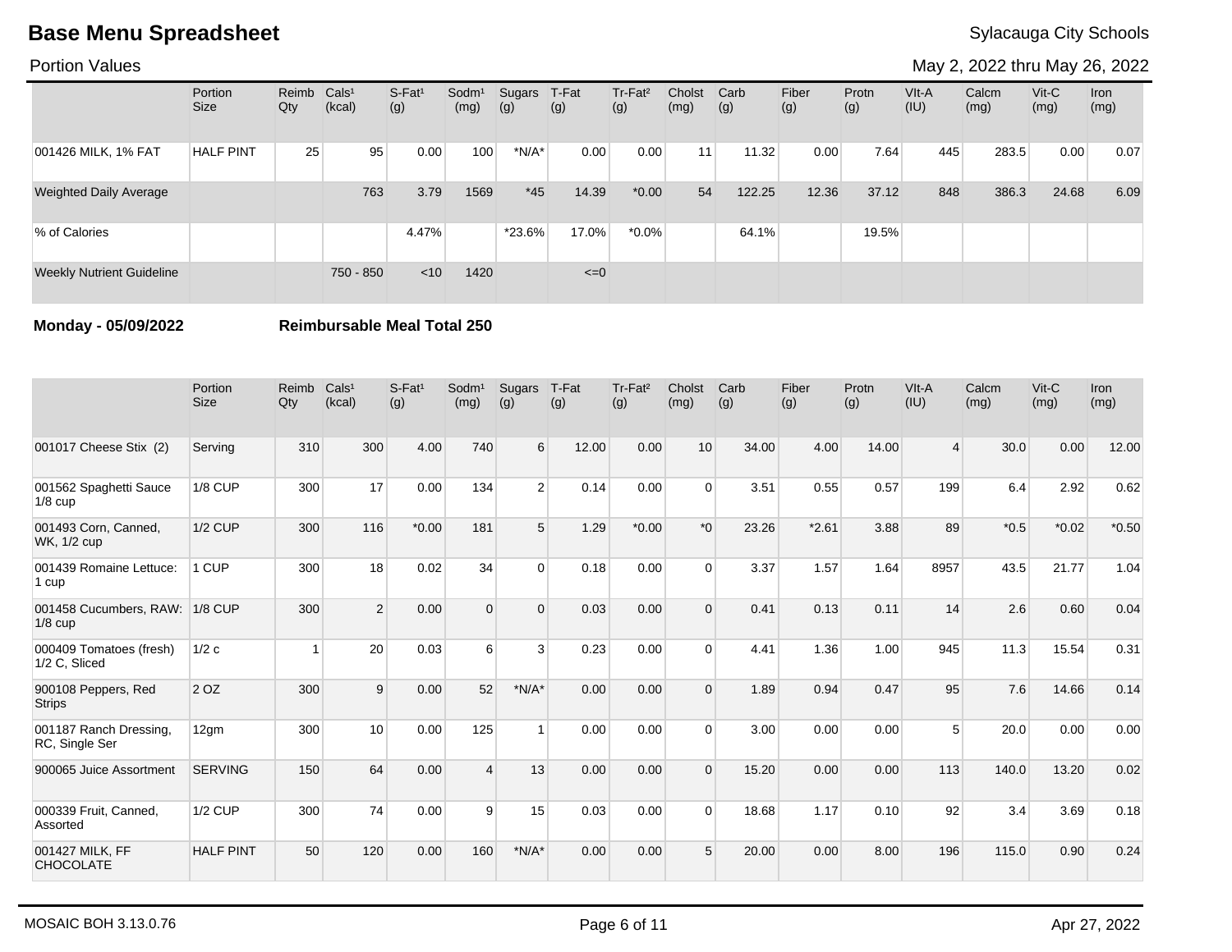# Base Menu Spreadsheet

Sylacauga City Schools

Portion Values

May 2, 2022 thru May 26, 2022

| | Portion Size | Reimb Qty | Cals[1] (kcal) | S-Fat[1] (g) | Sodm[1] (mg) | Sugars (g) | T-Fat (g) | Tr-Fat[2] (g) | Cholst (mg) | Carb (g) | Fiber (g) | Protn (g) | VIt-A (IU) | Calcm (mg) | Vit-C (mg) | Iron (mg) |
|---|---|---|---|---|---|---|---|---|---|---|---|---|---|---|---|---|
| 001426 MILK, 1% FAT | HALF PINT | 25 | 95 | 0.00 | 100 | *N/A* | 0.00 | 0.00 | 11 | 11.32 | 0.00 | 7.64 | 445 | 283.5 | 0.00 | 0.07 |
| Weighted Daily Average | | | 763 | 3.79 | 1569 | *45 | 14.39 | *0.00 | 54 | 122.25 | 12.36 | 37.12 | 848 | 386.3 | 24.68 | 6.09 |
| % of Calories | | | | 4.47% | | *23.6% | 17.0% | *0.0% | | 64.1% | | 19.5% | | | | |
| Weekly Nutrient Guideline | | | 750 - 850 | <10 | 1420 | | <=0 | | | | | | | | | |

**Monday - 05/09/2022** **Reimbursable Meal Total 250**

| | Portion Size | Reimb Qty | Cals[1] (kcal) | S-Fat[1] (g) | Sodm[1] (mg) | Sugars (g) | T-Fat (g) | Tr-Fat[2] (g) | Cholst (mg) | Carb (g) | Fiber (g) | Protn (g) | VIt-A (IU) | Calcm (mg) | Vit-C (mg) | Iron (mg) |
|---|---|---|---|---|---|---|---|---|---|---|---|---|---|---|---|---|
| 001017 Cheese Stix (2) | Serving | 310 | 300 | 4.00 | 740 | 6 | 12.00 | 0.00 | 10 | 34.00 | 4.00 | 14.00 | 4 | 30.0 | 0.00 | 12.00 |
| 001562 Spaghetti Sauce 1/8 cup | 1/8 CUP | 300 | 17 | 0.00 | 134 | 2 | 0.14 | 0.00 | 0 | 3.51 | 0.55 | 0.57 | 199 | 6.4 | 2.92 | 0.62 |
| 001493 Corn, Canned, WK, 1/2 cup | 1/2 CUP | 300 | 116 | *0.00 | 181 | 5 | 1.29 | *0.00 | *0 | 23.26 | *2.61 | 3.88 | 89 | *0.5 | *0.02 | *0.50 |
| 001439 Romaine Lettuce: 1 cup | 1 CUP | 300 | 18 | 0.02 | 34 | 0 | 0.18 | 0.00 | 0 | 3.37 | 1.57 | 1.64 | 8957 | 43.5 | 21.77 | 1.04 |
| 001458 Cucumbers, RAW: 1/8 cup | 1/8 CUP | 300 | 2 | 0.00 | 0 | 0 | 0.03 | 0.00 | 0 | 0.41 | 0.13 | 0.11 | 14 | 2.6 | 0.60 | 0.04 |
| 000409 Tomatoes (fresh) 1/2 C, Sliced | 1/2 c | 1 | 20 | 0.03 | 6 | 3 | 0.23 | 0.00 | 0 | 4.41 | 1.36 | 1.00 | 945 | 11.3 | 15.54 | 0.31 |
| 900108 Peppers, Red Strips | 2 OZ | 300 | 9 | 0.00 | 52 | *N/A* | 0.00 | 0.00 | 0 | 1.89 | 0.94 | 0.47 | 95 | 7.6 | 14.66 | 0.14 |
| 001187 Ranch Dressing, RC, Single Ser | 12gm | 300 | 10 | 0.00 | 125 | 1 | 0.00 | 0.00 | 0 | 3.00 | 0.00 | 0.00 | 5 | 20.0 | 0.00 | 0.00 |
| 900065 Juice Assortment | SERVING | 150 | 64 | 0.00 | 4 | 13 | 0.00 | 0.00 | 0 | 15.20 | 0.00 | 0.00 | 113 | 140.0 | 13.20 | 0.02 |
| 000339 Fruit, Canned, Assorted | 1/2 CUP | 300 | 74 | 0.00 | 9 | 15 | 0.03 | 0.00 | 0 | 18.68 | 1.17 | 0.10 | 92 | 3.4 | 3.69 | 0.18 |
| 001427 MILK, FF CHOCOLATE | HALF PINT | 50 | 120 | 0.00 | 160 | *N/A* | 0.00 | 0.00 | 5 | 20.00 | 0.00 | 8.00 | 196 | 115.0 | 0.90 | 0.24 |

MOSAIC BOH 3.13.0.76

Apr 27, 2022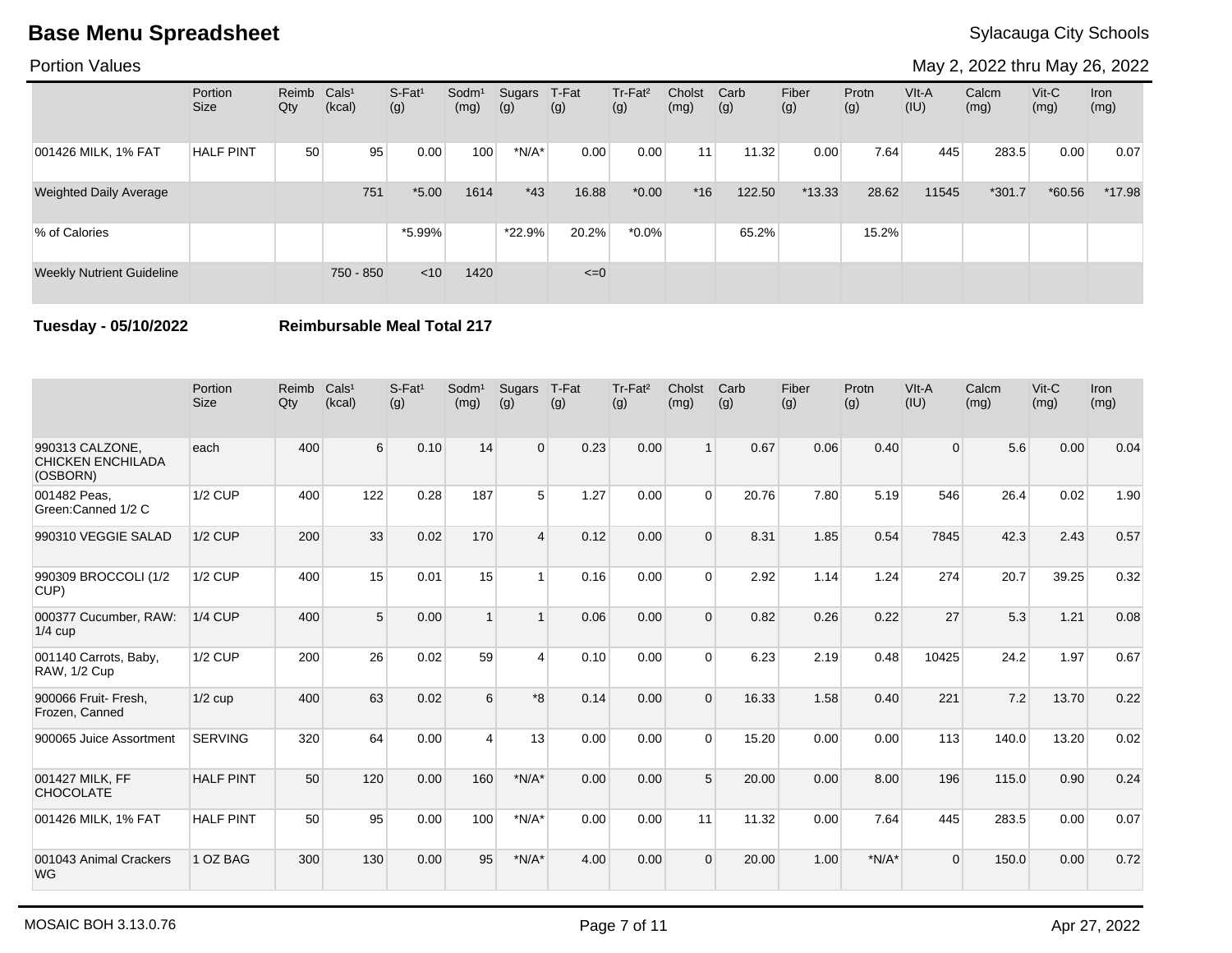# Base Menu Spreadsheet

Sylacauga City Schools

Portion Values

May 2, 2022 thru May 26, 2022

| | Portion Size | Reimb Qty | Cals[1] (kcal) | S-Fat[1] (g) | Sodm[1] (mg) | Sugars (g) | T-Fat (g) | Tr-Fat[2] (g) | Cholst (mg) | Carb (g) | Fiber (g) | Protn (g) | VIt-A (IU) | Calcm (mg) | Vit-C (mg) | Iron (mg) |
|---|---|---|---|---|---|---|---|---|---|---|---|---|---|---|---|---|
| 001426 MILK, 1% FAT | HALF PINT | 50 | 95 | 0.00 | 100 | *N/A* | 0.00 | 0.00 | 11 | 11.32 | 0.00 | 7.64 | 445 | 283.5 | 0.00 | 0.07 |
| Weighted Daily Average | | | 751 | *5.00 | 1614 | *43 | 16.88 | *0.00 | *16 | 122.50 | *13.33 | 28.62 | 11545 | *301.7 | *60.56 | *17.98 |
| % of Calories | | | | *5.99% | | *22.9% | 20.2% | *0.0% | | 65.2% | | 15.2% | | | | |
| Weekly Nutrient Guideline | | | 750 - 850 | <10 | 1420 | | <=0 | | | | | | | | | |

**Tuesday - 05/10/2022** **Reimbursable Meal Total 217**

| | Portion Size | Reimb Qty | Cals[1] (kcal) | S-Fat[1] (g) | Sodm[1] (mg) | Sugars (g) | T-Fat (g) | Tr-Fat[2] (g) | Cholst (mg) | Carb (g) | Fiber (g) | Protn (g) | VIt-A (IU) | Calcm (mg) | Vit-C (mg) | Iron (mg) |
|---|---|---|---|---|---|---|---|---|---|---|---|---|---|---|---|---|
| 990313 CALZONE, CHICKEN ENCHILADA (OSBORN) | each | 400 | 6 | 0.10 | 14 | 0 | 0.23 | 0.00 | 1 | 0.67 | 0.06 | 0.40 | 0 | 5.6 | 0.00 | 0.04 |
| 001482 Peas, Green:Canned 1/2 C | 1/2 CUP | 400 | 122 | 0.28 | 187 | 5 | 1.27 | 0.00 | 0 | 20.76 | 7.80 | 5.19 | 546 | 26.4 | 0.02 | 1.90 |
| 990310 VEGGIE SALAD | 1/2 CUP | 200 | 33 | 0.02 | 170 | 4 | 0.12 | 0.00 | 0 | 8.31 | 1.85 | 0.54 | 7845 | 42.3 | 2.43 | 0.57 |
| 990309 BROCCOLI (1/2 CUP) | 1/2 CUP | 400 | 15 | 0.01 | 15 | 1 | 0.16 | 0.00 | 0 | 2.92 | 1.14 | 1.24 | 274 | 20.7 | 39.25 | 0.32 |
| 000377 Cucumber, RAW: 1/4 cup | 1/4 CUP | 400 | 5 | 0.00 | 1 | 1 | 0.06 | 0.00 | 0 | 0.82 | 0.26 | 0.22 | 27 | 5.3 | 1.21 | 0.08 |
| 001140 Carrots, Baby, RAW, 1/2 Cup | 1/2 CUP | 200 | 26 | 0.02 | 59 | 4 | 0.10 | 0.00 | 0 | 6.23 | 2.19 | 0.48 | 10425 | 24.2 | 1.97 | 0.67 |
| 900066 Fruit- Fresh, Frozen, Canned | 1/2 cup | 400 | 63 | 0.02 | 6 | *8 | 0.14 | 0.00 | 0 | 16.33 | 1.58 | 0.40 | 221 | 7.2 | 13.70 | 0.22 |
| 900065 Juice Assortment | SERVING | 320 | 64 | 0.00 | 4 | 13 | 0.00 | 0.00 | 0 | 15.20 | 0.00 | 0.00 | 113 | 140.0 | 13.20 | 0.02 |
| 001427 MILK, FF CHOCOLATE | HALF PINT | 50 | 120 | 0.00 | 160 | *N/A* | 0.00 | 0.00 | 5 | 20.00 | 0.00 | 8.00 | 196 | 115.0 | 0.90 | 0.24 |
| 001426 MILK, 1% FAT | HALF PINT | 50 | 95 | 0.00 | 100 | *N/A* | 0.00 | 0.00 | 11 | 11.32 | 0.00 | 7.64 | 445 | 283.5 | 0.00 | 0.07 |
| 001043 Animal Crackers WG | 1 OZ BAG | 300 | 130 | 0.00 | 95 | *N/A* | 4.00 | 0.00 | 0 | 20.00 | 1.00 | *N/A* | 0 | 150.0 | 0.00 | 0.72 |

MOSAIC BOH 3.13.0.76

Apr 27, 2022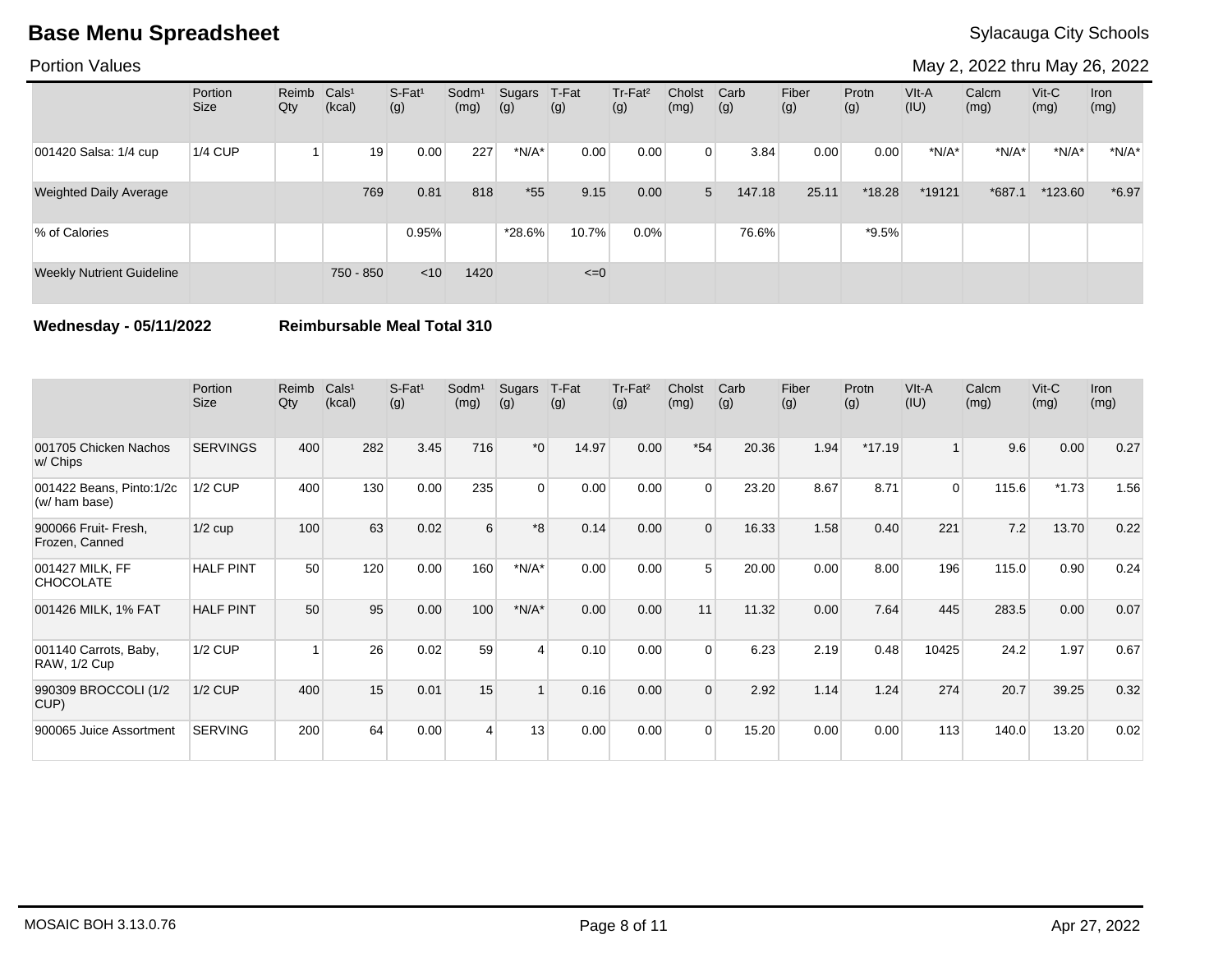# Base Menu Spreadsheet

Sylacauga City Schools

Portion Values

May 2, 2022 thru May 26, 2022

| | Portion Size | Reimb Qty | Cals[1] (kcal) | S-Fat[1] (g) | Sodm[1] (mg) | Sugars (g) | T-Fat (g) | Tr-Fat[2] (g) | Cholst (mg) | Carb (g) | Fiber (g) | Protn (g) | VIt-A (IU) | Calcm (mg) | Vit-C (mg) | Iron (mg) |
|---|---|---|---|---|---|---|---|---|---|---|---|---|---|---|---|---|
| 001420 Salsa: 1/4 cup | 1/4 CUP | 1 | 19 | 0.00 | 227 | *N/A* | 0.00 | 0.00 | 0 | 3.84 | 0.00 | 0.00 | *N/A* | *N/A* | *N/A* | *N/A* |
| Weighted Daily Average | | | 769 | 0.81 | 818 | *55 | 9.15 | 0.00 | 5 | 147.18 | 25.11 | *18.28 | *19121 | *687.1 | *123.60 | *6.97 |
| % of Calories | | | | 0.95% | | *28.6% | 10.7% | 0.0% | | 76.6% | | *9.5% | | | | |
| Weekly Nutrient Guideline | | | 750 - 850 | <10 | 1420 | | <=0 | | | | | | | | | |

**Wednesday - 05/11/2022** **Reimbursable Meal Total 310**

| | Portion Size | Reimb Qty | Cals[1] (kcal) | S-Fat[1] (g) | Sodm[1] (mg) | Sugars (g) | T-Fat (g) | Tr-Fat[2] (g) | Cholst (mg) | Carb (g) | Fiber (g) | Protn (g) | VIt-A (IU) | Calcm (mg) | Vit-C (mg) | Iron (mg) |
|---|---|---|---|---|---|---|---|---|---|---|---|---|---|---|---|---|
| 001705 Chicken Nachos w/ Chips | SERVINGS | 400 | 282 | 3.45 | 716 | *0 | 14.97 | 0.00 | *54 | 20.36 | 1.94 | *17.19 | 1 | 9.6 | 0.00 | 0.27 |
| 001422 Beans, Pinto:1/2c (w/ ham base) | 1/2 CUP | 400 | 130 | 0.00 | 235 | 0 | 0.00 | 0.00 | 0 | 23.20 | 8.67 | 8.71 | 0 | 115.6 | *1.73 | 1.56 |
| 900066 Fruit- Fresh, Frozen, Canned | 1/2 cup | 100 | 63 | 0.02 | 6 | *8 | 0.14 | 0.00 | 0 | 16.33 | 1.58 | 0.40 | 221 | 7.2 | 13.70 | 0.22 |
| 001427 MILK, FF CHOCOLATE | HALF PINT | 50 | 120 | 0.00 | 160 | *N/A* | 0.00 | 0.00 | 5 | 20.00 | 0.00 | 8.00 | 196 | 115.0 | 0.90 | 0.24 |
| 001426 MILK, 1% FAT | HALF PINT | 50 | 95 | 0.00 | 100 | *N/A* | 0.00 | 0.00 | 11 | 11.32 | 0.00 | 7.64 | 445 | 283.5 | 0.00 | 0.07 |
| 001140 Carrots, Baby, RAW, 1/2 Cup | 1/2 CUP | 1 | 26 | 0.02 | 59 | 4 | 0.10 | 0.00 | 0 | 6.23 | 2.19 | 0.48 | 10425 | 24.2 | 1.97 | 0.67 |
| 990309 BROCCOLI (1/2 CUP) | 1/2 CUP | 400 | 15 | 0.01 | 15 | 1 | 0.16 | 0.00 | 0 | 2.92 | 1.14 | 1.24 | 274 | 20.7 | 39.25 | 0.32 |
| 900065 Juice Assortment | SERVING | 200 | 64 | 0.00 | 4 | 13 | 0.00 | 0.00 | 0 | 15.20 | 0.00 | 0.00 | 113 | 140.0 | 13.20 | 0.02 |

MOSAIC BOH 3.13.0.76

Apr 27, 2022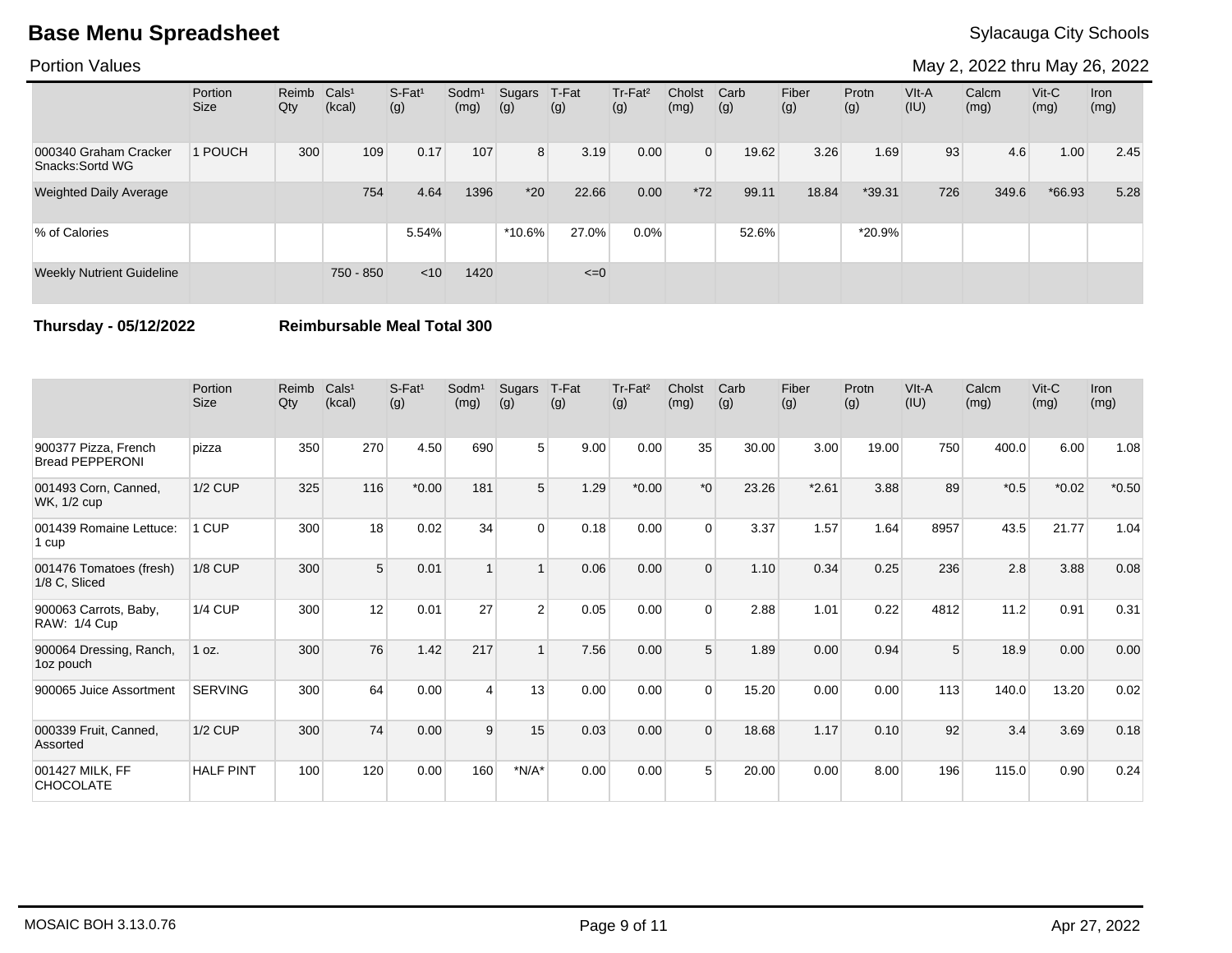# Base Menu Spreadsheet

Sylacauga City Schools

Portion Values

May 2, 2022 thru May 26, 2022

| | Portion Size | Reimb Qty | Cals[1] (kcal) | S-Fat[1] (g) | Sodm[1] (mg) | Sugars (g) | T-Fat (g) | Tr-Fat[2] (g) | Cholst (mg) | Carb (g) | Fiber (g) | Protn (g) | VIt-A (IU) | Calcm (mg) | Vit-C (mg) | Iron (mg) |
|---|---|---|---|---|---|---|---|---|---|---|---|---|---|---|---|---|
| 000340 Graham Cracker Snacks:Sortd WG | 1 POUCH | 300 | 109 | 0.17 | 107 | 8 | 3.19 | 0.00 | 0 | 19.62 | 3.26 | 1.69 | 93 | 4.6 | 1.00 | 2.45 |
| Weighted Daily Average | | | 754 | 4.64 | 1396 | *20 | 22.66 | 0.00 | *72 | 99.11 | 18.84 | *39.31 | 726 | 349.6 | *66.93 | 5.28 |
| % of Calories | | | | 5.54% | | *10.6% | 27.0% | 0.0% | | 52.6% | | *20.9% | | | | |
| Weekly Nutrient Guideline | | | 750 - 850 | <10 | 1420 | | <=0 | | | | | | | | | |

**Thursday - 05/12/2022** **Reimbursable Meal Total 300**

| | Portion Size | Reimb Qty | Cals[1] (kcal) | S-Fat[1] (g) | Sodm[1] (mg) | Sugars (g) | T-Fat (g) | Tr-Fat[2] (g) | Cholst (mg) | Carb (g) | Fiber (g) | Protn (g) | VIt-A (IU) | Calcm (mg) | Vit-C (mg) | Iron (mg) |
|---|---|---|---|---|---|---|---|---|---|---|---|---|---|---|---|---|
| 900377 Pizza, French Bread PEPPERONI | pizza | 350 | 270 | 4.50 | 690 | 5 | 9.00 | 0.00 | 35 | 30.00 | 3.00 | 19.00 | 750 | 400.0 | 6.00 | 1.08 |
| 001493 Corn, Canned, WK, 1/2 cup | 1/2 CUP | 325 | 116 | *0.00 | 181 | 5 | 1.29 | *0.00 | *0 | 23.26 | *2.61 | 3.88 | 89 | *0.5 | *0.02 | *0.50 |
| 001439 Romaine Lettuce: 1 cup | 1 CUP | 300 | 18 | 0.02 | 34 | 0 | 0.18 | 0.00 | 0 | 3.37 | 1.57 | 1.64 | 8957 | 43.5 | 21.77 | 1.04 |
| 001476 Tomatoes (fresh) 1/8 C, Sliced | 1/8 CUP | 300 | 5 | 0.01 | 1 | 1 | 0.06 | 0.00 | 0 | 1.10 | 0.34 | 0.25 | 236 | 2.8 | 3.88 | 0.08 |
| 900063 Carrots, Baby, RAW: 1/4 Cup | 1/4 CUP | 300 | 12 | 0.01 | 27 | 2 | 0.05 | 0.00 | 0 | 2.88 | 1.01 | 0.22 | 4812 | 11.2 | 0.91 | 0.31 |
| 900064 Dressing, Ranch, 1oz pouch | 1 oz. | 300 | 76 | 1.42 | 217 | 1 | 7.56 | 0.00 | 5 | 1.89 | 0.00 | 0.94 | 5 | 18.9 | 0.00 | 0.00 |
| 900065 Juice Assortment | SERVING | 300 | 64 | 0.00 | 4 | 13 | 0.00 | 0.00 | 0 | 15.20 | 0.00 | 0.00 | 113 | 140.0 | 13.20 | 0.02 |
| 000339 Fruit, Canned, Assorted | 1/2 CUP | 300 | 74 | 0.00 | 9 | 15 | 0.03 | 0.00 | 0 | 18.68 | 1.17 | 0.10 | 92 | 3.4 | 3.69 | 0.18 |
| 001427 MILK, FF CHOCOLATE | HALF PINT | 100 | 120 | 0.00 | 160 | *N/A* | 0.00 | 0.00 | 5 | 20.00 | 0.00 | 8.00 | 196 | 115.0 | 0.90 | 0.24 |

MOSAIC BOH 3.13.0.76

Apr 27, 2022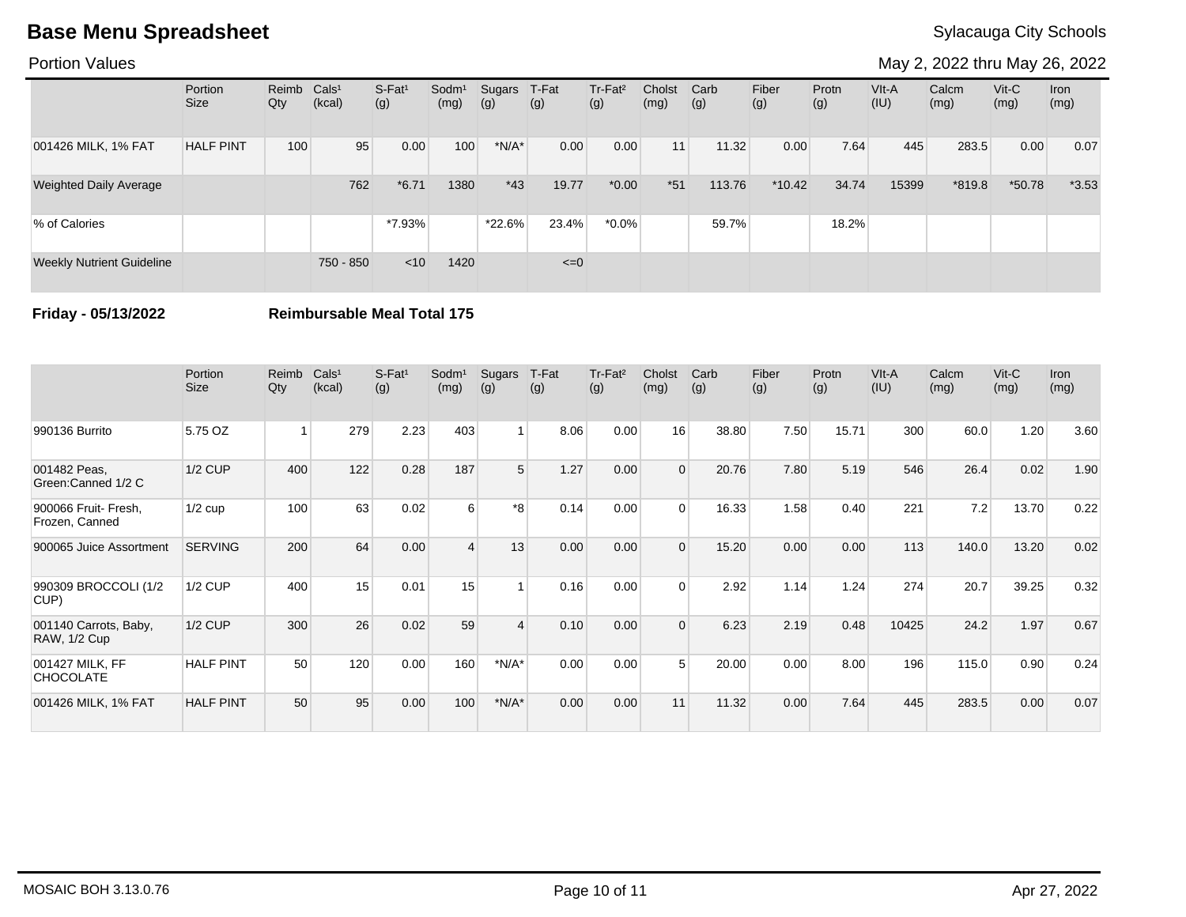# Base Menu Spreadsheet

Sylacauga City Schools

Portion Values

May 2, 2022 thru May 26, 2022

| | Portion Size | Reimb Qty | Cals¹ (kcal) | S-Fat¹ (g) | Sodm¹ (mg) | Sugars (g) | T-Fat (g) | Tr-Fat² (g) | Cholst (mg) | Carb (g) | Fiber (g) | Protn (g) | VIt-A (IU) | Calcm (mg) | Vit-C (mg) | Iron (mg) |
|---|---|---|---|---|---|---|---|---|---|---|---|---|---|---|---|---|
| 001426 MILK, 1% FAT | HALF PINT | 100 | 95 | 0.00 | 100 | *N/A* | 0.00 | 0.00 | 11 | 11.32 | 0.00 | 7.64 | 445 | 283.5 | 0.00 | 0.07 |
| Weighted Daily Average | | | 762 | *6.71 | 1380 | *43 | 19.77 | *0.00 | *51 | 113.76 | *10.42 | 34.74 | 15399 | *819.8 | *50.78 | *3.53 |
| % of Calories | | | | *7.93% | | *22.6% | 23.4% | *0.0% | | 59.7% | | 18.2% | | | | |
| Weekly Nutrient Guideline | | | 750 - 850 | <10 | 1420 | | <=0 | | | | | | | | | |

**Friday - 05/13/2022** **Reimbursable Meal Total 175**

| | Portion Size | Reimb Qty | Cals¹ (kcal) | S-Fat¹ (g) | Sodm¹ (mg) | Sugars (g) | T-Fat (g) | Tr-Fat² (g) | Cholst (mg) | Carb (g) | Fiber (g) | Protn (g) | VIt-A (IU) | Calcm (mg) | Vit-C (mg) | Iron (mg) |
|---|---|---|---|---|---|---|---|---|---|---|---|---|---|---|---|---|
| 990136 Burrito | 5.75 OZ | 1 | 279 | 2.23 | 403 | 1 | 8.06 | 0.00 | 16 | 38.80 | 7.50 | 15.71 | 300 | 60.0 | 1.20 | 3.60 |
| 001482 Peas, Green:Canned 1/2 C | 1/2 CUP | 400 | 122 | 0.28 | 187 | 5 | 1.27 | 0.00 | 0 | 20.76 | 7.80 | 5.19 | 546 | 26.4 | 0.02 | 1.90 |
| 900066 Fruit- Fresh, Frozen, Canned | 1/2 cup | 100 | 63 | 0.02 | 6 | *8 | 0.14 | 0.00 | 0 | 16.33 | 1.58 | 0.40 | 221 | 7.2 | 13.70 | 0.22 |
| 900065 Juice Assortment | SERVING | 200 | 64 | 0.00 | 4 | 13 | 0.00 | 0.00 | 0 | 15.20 | 0.00 | 0.00 | 113 | 140.0 | 13.20 | 0.02 |
| 990309 BROCCOLI (1/2 CUP) | 1/2 CUP | 400 | 15 | 0.01 | 15 | 1 | 0.16 | 0.00 | 0 | 2.92 | 1.14 | 1.24 | 274 | 20.7 | 39.25 | 0.32 |
| 001140 Carrots, Baby, RAW, 1/2 Cup | 1/2 CUP | 300 | 26 | 0.02 | 59 | 4 | 0.10 | 0.00 | 0 | 6.23 | 2.19 | 0.48 | 10425 | 24.2 | 1.97 | 0.67 |
| 001427 MILK, FF CHOCOLATE | HALF PINT | 50 | 120 | 0.00 | 160 | *N/A* | 0.00 | 0.00 | 5 | 20.00 | 0.00 | 8.00 | 196 | 115.0 | 0.90 | 0.24 |
| 001426 MILK, 1% FAT | HALF PINT | 50 | 95 | 0.00 | 100 | *N/A* | 0.00 | 0.00 | 11 | 11.32 | 0.00 | 7.64 | 445 | 283.5 | 0.00 | 0.07 |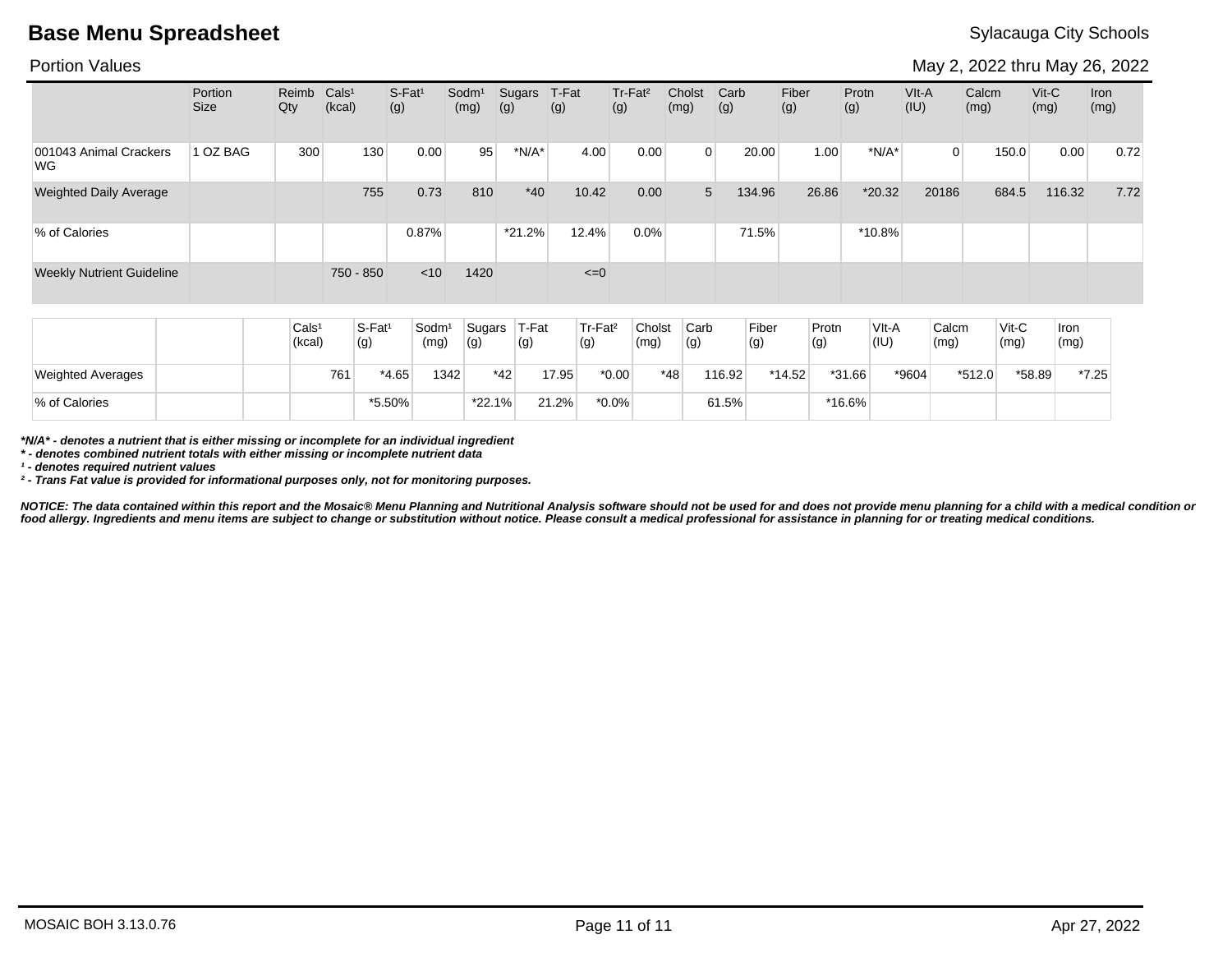# Base Menu Spreadsheet

Sylacauga City Schools

Portion Values

May 2, 2022 thru May 26, 2022

| | Portion Size | Reimb Qty | Cals[1] (kcal) | S-Fat[1] (g) | Sodm[1] (mg) | Sugars (g) | T-Fat (g) | Tr-Fat[2] (g) | Cholst (mg) | Carb (g) | Fiber (g) | Protn (g) | VIt-A (IU) | Calcm (mg) | Vit-C (mg) | Iron (mg) |
|---|---|---|---|---|---|---|---|---|---|---|---|---|---|---|---|---|
| 001043 Animal Crackers WG | 1 OZ BAG | 300 | 130 | 0.00 | 95 | *N/A* | 4.00 | 0.00 | 0 | 20.00 | 1.00 | *N/A* | 0 | 150.0 | 0.00 | 0.72 |
| Weighted Daily Average | | | 755 | 0.73 | 810 | *40 | 10.42 | 0.00 | 5 | 134.96 | 26.86 | *20.32 | 20186 | 684.5 | 116.32 | 7.72 |
| % of Calories | | | | 0.87% | | *21.2% | 12.4% | 0.0% | | 71.5% | | *10.8% | | | | |
| Weekly Nutrient Guideline | | | 750 - 850 | <10 | 1420 | | <=0 | | | | | | | | | |

| | | | Cals[1] (kcal) | S-Fat[1] (g) | Sodm[1] (mg) | Sugars (g) | T-Fat (g) | Tr-Fat[2] (g) | Cholst (mg) | Carb (g) | Fiber (g) | Protn (g) | VIt-A (IU) | Calcm (mg) | Vit-C (mg) | Iron (mg) |
|---|---|---|---|---|---|---|---|---|---|---|---|---|---|---|---|---|
| Weighted Averages | | | 761 | *4.65 | 1342 | *42 | 17.95 | *0.00 | *48 | 116.92 | *14.52 | *31.66 | *9604 | *512.0 | *58.89 | *7.25 |
| % of Calories | | | | *5.50% | | *22.1% | 21.2% | *0.0% | | 61.5% | | *16.6% | | | | |

***N/A* - denotes a nutrient that is either missing or incomplete for an individual ingredient***

*** - denotes combined nutrient totals with either missing or incomplete nutrient data***

***[1] - denotes required nutrient values***

***[2] - Trans Fat value is provided for informational purposes only, not for monitoring purposes.***

***NOTICE: The data contained within this report and the Mosaic® Menu Planning and Nutritional Analysis software should not be used for and does not provide menu planning for a child with a medical condition or food allergy. Ingredients and menu items are subject to change or substitution without notice. Please consult a medical professional for assistance in planning for or treating medical conditions.***

MOSAIC BOH 3.13.0.76

Apr 27, 2022